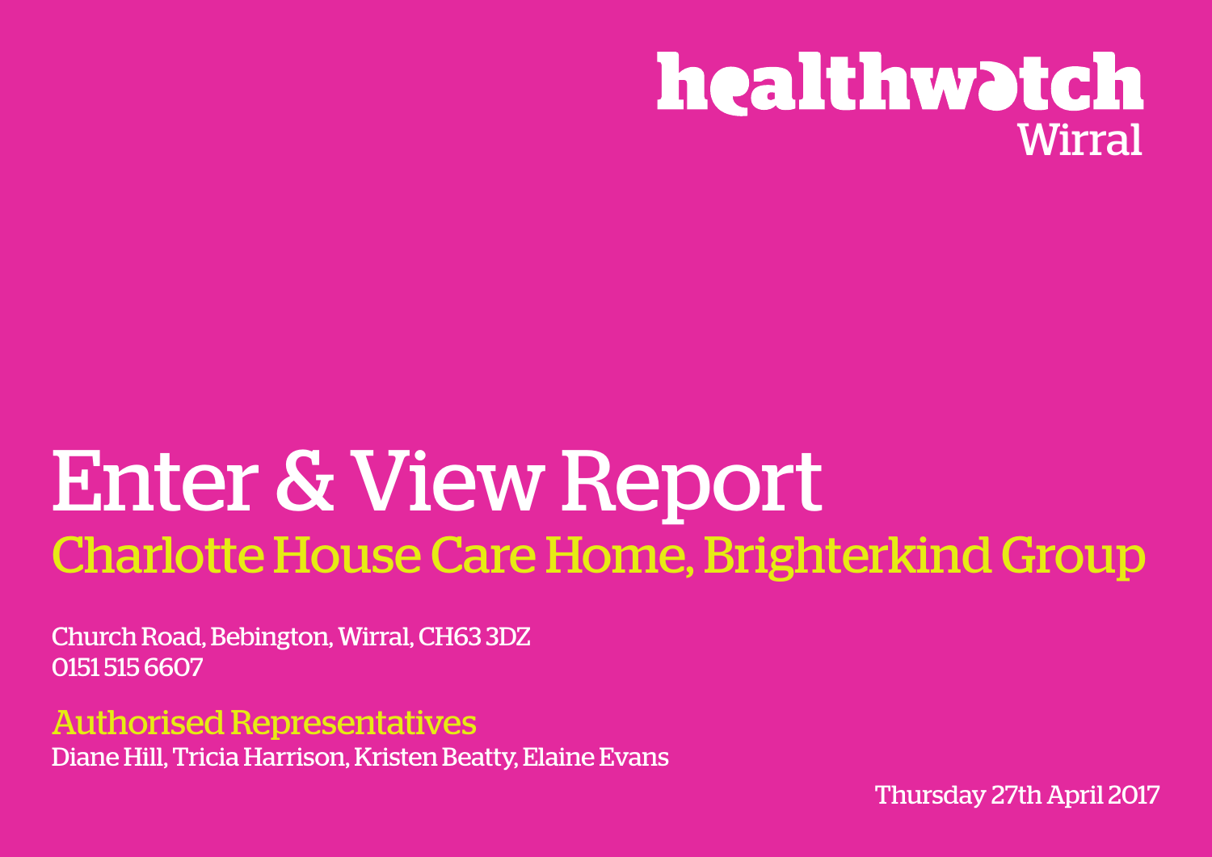healthwatch Wirral

# Enter & View Report

## Charlotte House Care Home, Brighterkind Group

Church Road, Bebington, Wirral, CH63 3DZ
0151 515 6607

### Authorised Representatives

Diane Hill, Tricia Harrison, Kristen Beatty, Elaine Evans

Thursday 27th April 2017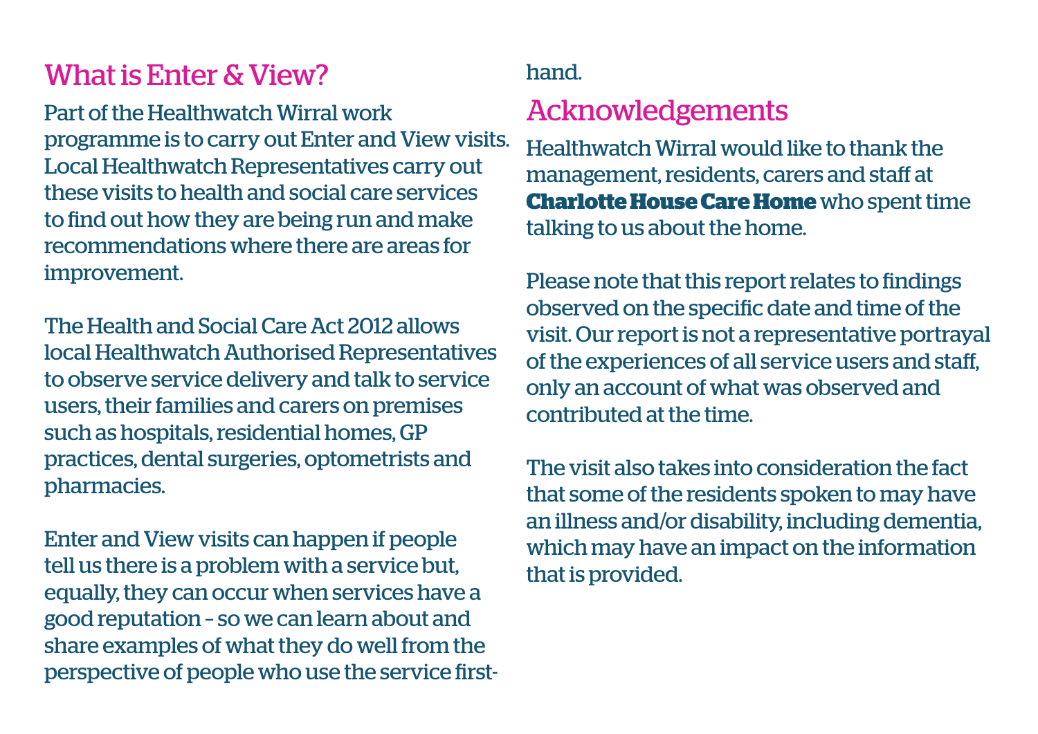## What is Enter & View?

Part of the Healthwatch Wirral work programme is to carry out Enter and View visits. Local Healthwatch Representatives carry out these visits to health and social care services to find out how they are being run and make recommendations where there are areas for improvement.

The Health and Social Care Act 2012 allows local Healthwatch Authorised Representatives to observe service delivery and talk to service users, their families and carers on premises such as hospitals, residential homes, GP practices, dental surgeries, optometrists and pharmacies.

Enter and View visits can happen if people tell us there is a problem with a service but, equally, they can occur when services have a good reputation – so we can learn about and share examples of what they do well from the perspective of people who use the service first-hand.

## Acknowledgements

Healthwatch Wirral would like to thank the management, residents, carers and staff at **Charlotte House Care Home** who spent time talking to us about the home.

Please note that this report relates to findings observed on the specific date and time of the visit. Our report is not a representative portrayal of the experiences of all service users and staff, only an account of what was observed and contributed at the time.

The visit also takes into consideration the fact that some of the residents spoken to may have an illness and/or disability, including dementia, which may have an impact on the information that is provided.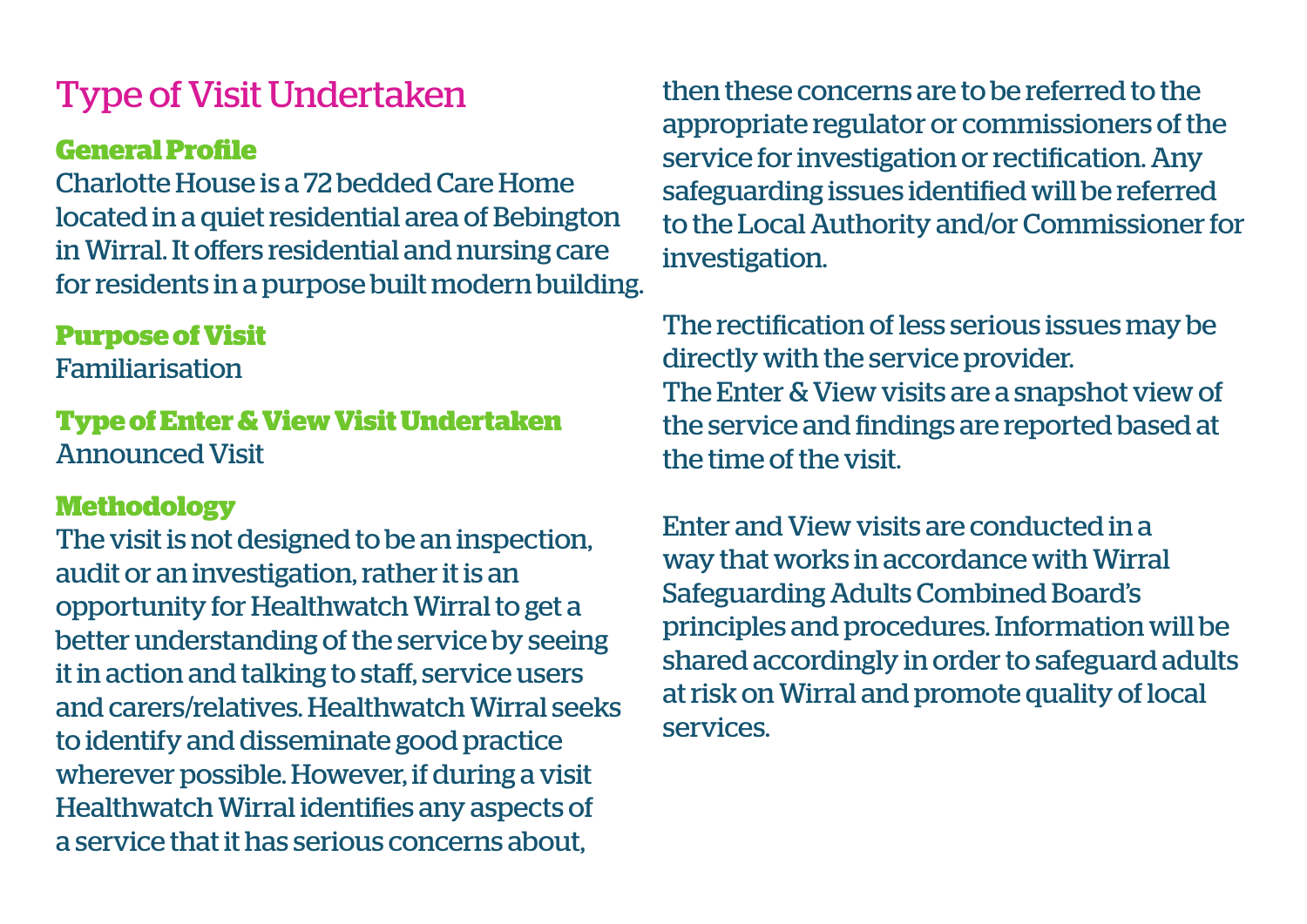# Type of Visit Undertaken

### General Profile

Charlotte House is a 72 bedded Care Home located in a quiet residential area of Bebington in Wirral. It offers residential and nursing care for residents in a purpose built modern building.

### Purpose of Visit

Familiarisation

### Type of Enter & View Visit Undertaken

Announced Visit

### Methodology

The visit is not designed to be an inspection, audit or an investigation, rather it is an opportunity for Healthwatch Wirral to get a better understanding of the service by seeing it in action and talking to staff, service users and carers/relatives. Healthwatch Wirral seeks to identify and disseminate good practice wherever possible. However, if during a visit Healthwatch Wirral identifies any aspects of a service that it has serious concerns about, then these concerns are to be referred to the appropriate regulator or commissioners of the service for investigation or rectification. Any safeguarding issues identified will be referred to the Local Authority and/or Commissioner for investigation.

The rectification of less serious issues may be directly with the service provider.
The Enter & View visits are a snapshot view of the service and findings are reported based at the time of the visit.

Enter and View visits are conducted in a way that works in accordance with Wirral Safeguarding Adults Combined Board's principles and procedures. Information will be shared accordingly in order to safeguard adults at risk on Wirral and promote quality of local services.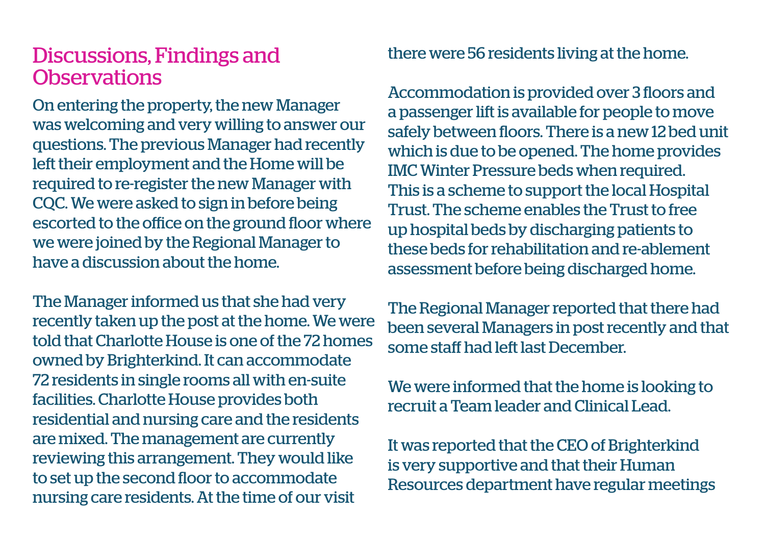## Discussions, Findings and Observations

On entering the property, the new Manager was welcoming and very willing to answer our questions. The previous Manager had recently left their employment and the Home will be required to re-register the new Manager with CQC. We were asked to sign in before being escorted to the office on the ground floor where we were joined by the Regional Manager to have a discussion about the home.

The Manager informed us that she had very recently taken up the post at the home. We were told that Charlotte House is one of the 72 homes owned by Brighterkind. It can accommodate 72 residents in single rooms all with en-suite facilities. Charlotte House provides both residential and nursing care and the residents are mixed. The management are currently reviewing this arrangement. They would like to set up the second floor to accommodate nursing care residents. At the time of our visit there were 56 residents living at the home.

Accommodation is provided over 3 floors and a passenger lift is available for people to move safely between floors. There is a new 12 bed unit which is due to be opened. The home provides IMC Winter Pressure beds when required. This is a scheme to support the local Hospital Trust. The scheme enables the Trust to free up hospital beds by discharging patients to these beds for rehabilitation and re-ablement assessment before being discharged home.

The Regional Manager reported that there had been several Managers in post recently and that some staff had left last December.

We were informed that the home is looking to recruit a Team leader and Clinical Lead.

It was reported that the CEO of Brighterkind is very supportive and that their Human Resources department have regular meetings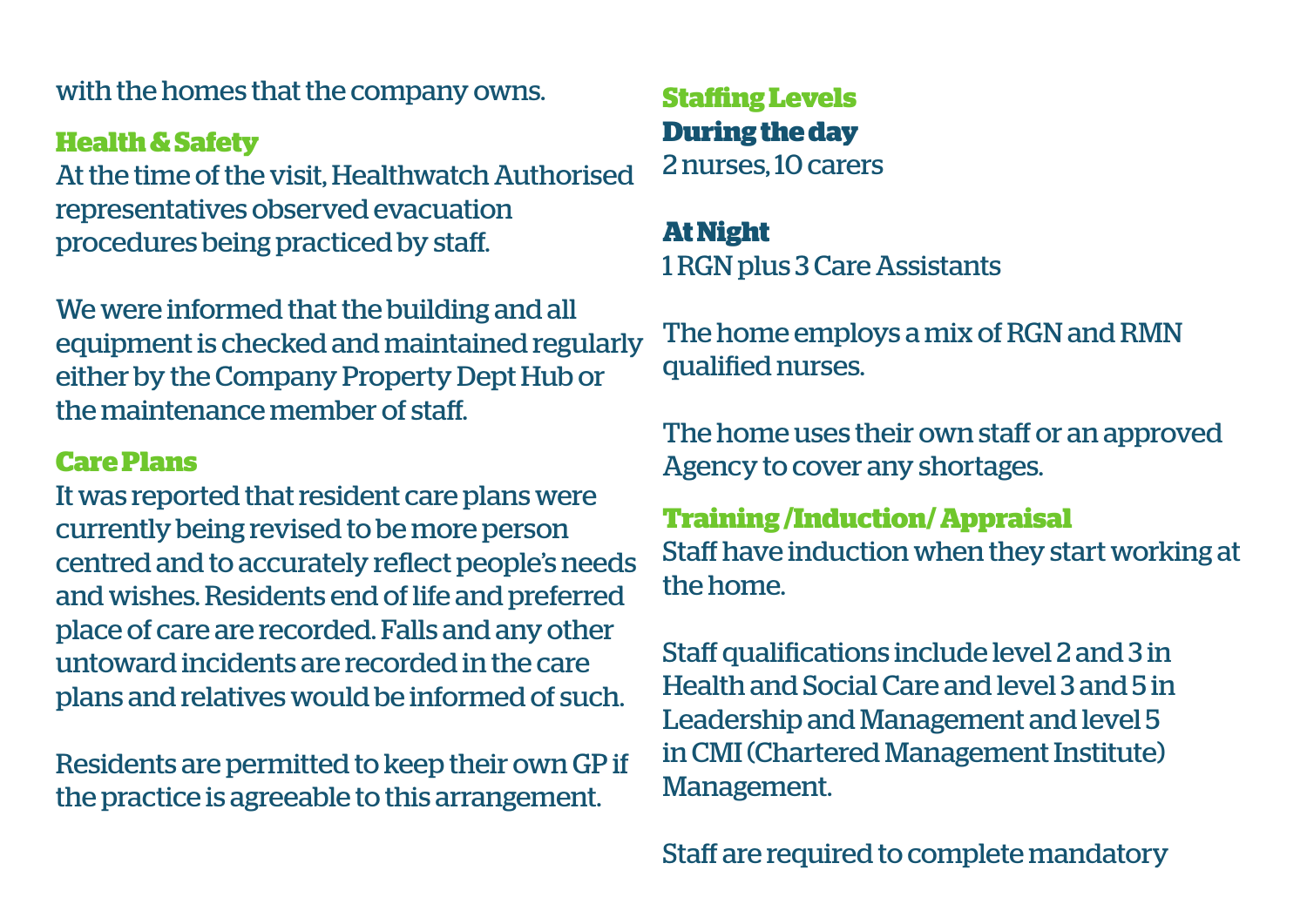with the homes that the company owns.

## Health & Safety

At the time of the visit, Healthwatch Authorised representatives observed evacuation procedures being practiced by staff.

We were informed that the building and all equipment is checked and maintained regularly either by the Company Property Dept Hub or the maintenance member of staff.

## Care Plans

It was reported that resident care plans were currently being revised to be more person centred and to accurately reflect people's needs and wishes. Residents end of life and preferred place of care are recorded. Falls and any other untoward incidents are recorded in the care plans and relatives would be informed of such.

Residents are permitted to keep their own GP if the practice is agreeable to this arrangement.

## Staffing Levels

**During the day**

2 nurses, 10 carers

**At Night**

1 RGN plus 3 Care Assistants

The home employs a mix of RGN and RMN qualified nurses.

The home uses their own staff or an approved Agency to cover any shortages.

## Training /Induction/ Appraisal

Staff have induction when they start working at the home.

Staff qualifications include level 2 and 3 in Health and Social Care and level 3 and 5 in Leadership and Management and level 5 in CMI (Chartered Management Institute) Management.

Staff are required to complete mandatory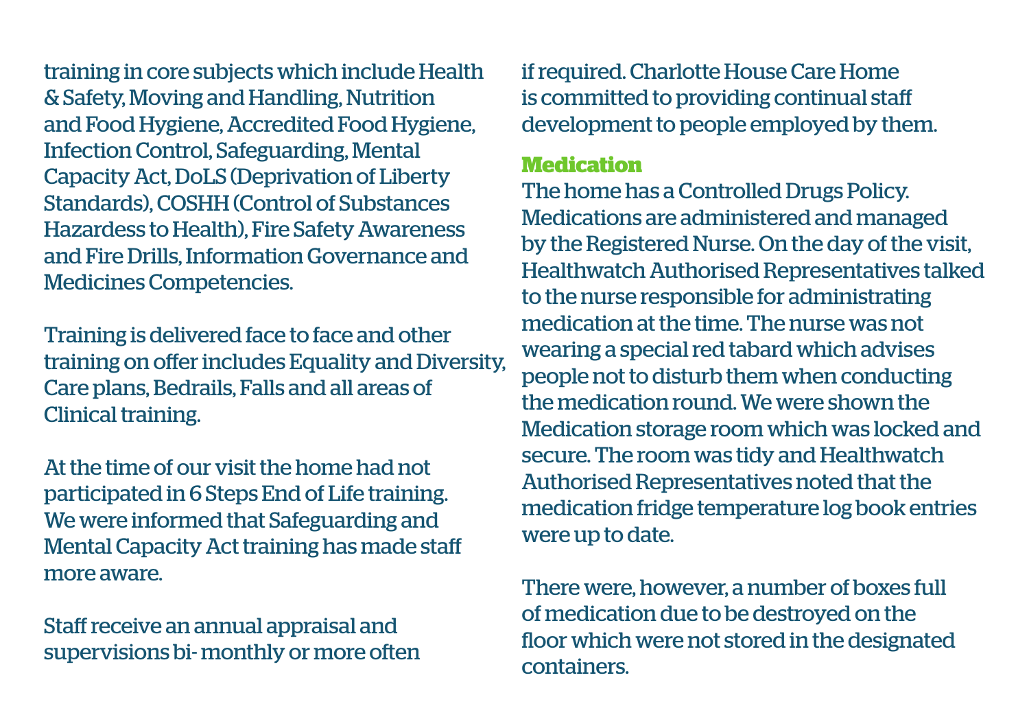training in core subjects which include Health & Safety, Moving and Handling, Nutrition and Food Hygiene, Accredited Food Hygiene, Infection Control, Safeguarding, Mental Capacity Act, DoLS (Deprivation of Liberty Standards), COSHH (Control of Substances Hazardess to Health), Fire Safety Awareness and Fire Drills, Information Governance and Medicines Competencies.

Training is delivered face to face and other training on offer includes Equality and Diversity, Care plans, Bedrails, Falls and all areas of Clinical training.

At the time of our visit the home had not participated in 6 Steps End of Life training. We were informed that Safeguarding and Mental Capacity Act training has made staff more aware.

Staff receive an annual appraisal and supervisions bi- monthly or more often if required. Charlotte House Care Home is committed to providing continual staff development to people employed by them.

### Medication

The home has a Controlled Drugs Policy. Medications are administered and managed by the Registered Nurse. On the day of the visit, Healthwatch Authorised Representatives talked to the nurse responsible for administrating medication at the time. The nurse was not wearing a special red tabard which advises people not to disturb them when conducting the medication round. We were shown the Medication storage room which was locked and secure. The room was tidy and Healthwatch Authorised Representatives noted that the medication fridge temperature log book entries were up to date.

There were, however, a number of boxes full of medication due to be destroyed on the floor which were not stored in the designated containers.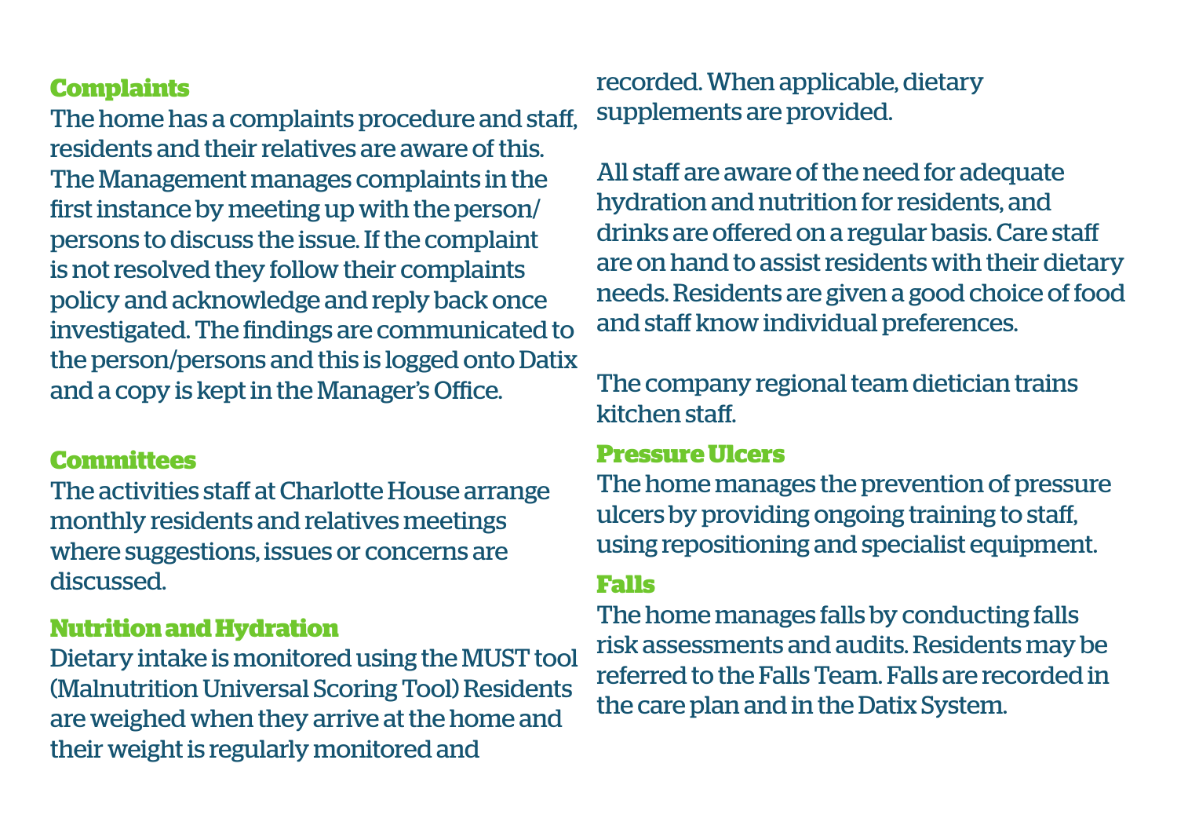## Complaints

The home has a complaints procedure and staff, residents and their relatives are aware of this. The Management manages complaints in the first instance by meeting up with the person/ persons to discuss the issue. If the complaint is not resolved they follow their complaints policy and acknowledge and reply back once investigated. The findings are communicated to the person/persons and this is logged onto Datix and a copy is kept in the Manager's Office.

## Committees

The activities staff at Charlotte House arrange monthly residents and relatives meetings where suggestions, issues or concerns are discussed.

## Nutrition and Hydration

Dietary intake is monitored using the MUST tool (Malnutrition Universal Scoring Tool) Residents are weighed when they arrive at the home and their weight is regularly monitored and recorded. When applicable, dietary supplements are provided.

All staff are aware of the need for adequate hydration and nutrition for residents, and drinks are offered on a regular basis. Care staff are on hand to assist residents with their dietary needs. Residents are given a good choice of food and staff know individual preferences.

The company regional team dietician trains kitchen staff.

## Pressure Ulcers

The home manages the prevention of pressure ulcers by providing ongoing training to staff, using repositioning and specialist equipment.

## Falls

The home manages falls by conducting falls risk assessments and audits. Residents may be referred to the Falls Team. Falls are recorded in the care plan and in the Datix System.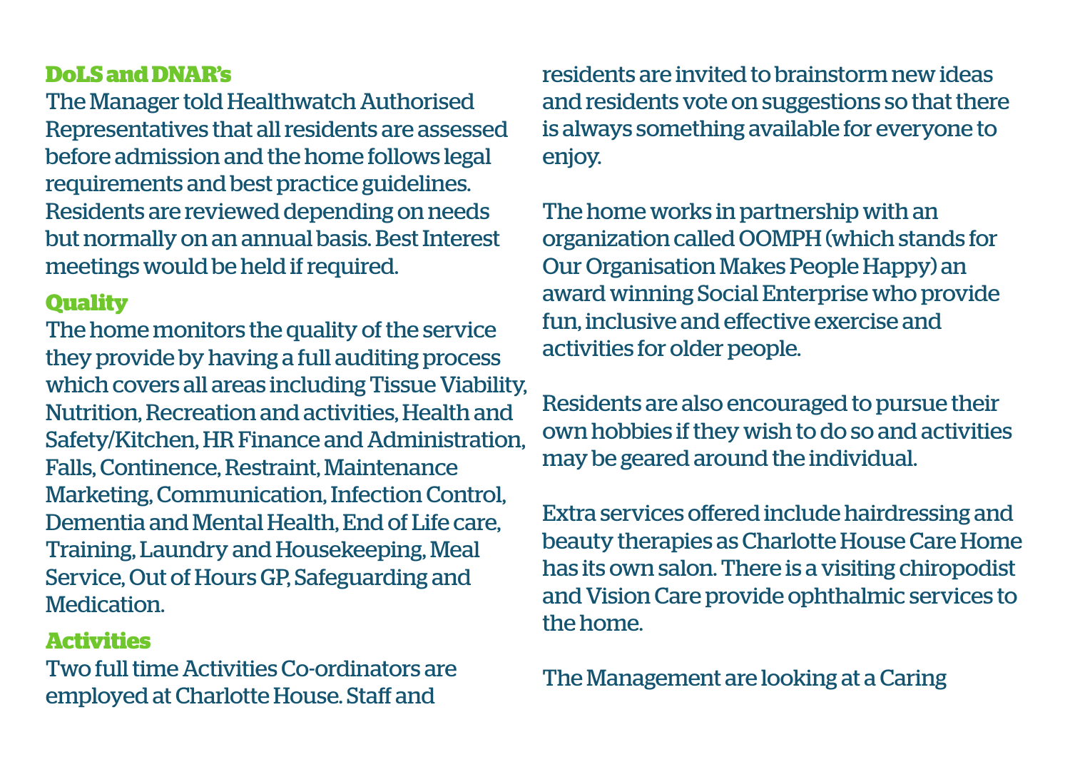### DoLS and DNAR's

The Manager told Healthwatch Authorised Representatives that all residents are assessed before admission and the home follows legal requirements and best practice guidelines. Residents are reviewed depending on needs but normally on an annual basis. Best Interest meetings would be held if required.

### Quality

The home monitors the quality of the service they provide by having a full auditing process which covers all areas including Tissue Viability, Nutrition, Recreation and activities, Health and Safety/Kitchen, HR Finance and Administration, Falls, Continence, Restraint, Maintenance Marketing, Communication, Infection Control, Dementia and Mental Health, End of Life care, Training, Laundry and Housekeeping, Meal Service, Out of Hours GP, Safeguarding and Medication.

### Activities

Two full time Activities Co-ordinators are employed at Charlotte House. Staff and residents are invited to brainstorm new ideas and residents vote on suggestions so that there is always something available for everyone to enjoy.

The home works in partnership with an organization called OOMPH (which stands for Our Organisation Makes People Happy) an award winning Social Enterprise who provide fun, inclusive and effective exercise and activities for older people.

Residents are also encouraged to pursue their own hobbies if they wish to do so and activities may be geared around the individual.

Extra services offered include hairdressing and beauty therapies as Charlotte House Care Home has its own salon. There is a visiting chiropodist and Vision Care provide ophthalmic services to the home.

The Management are looking at a Caring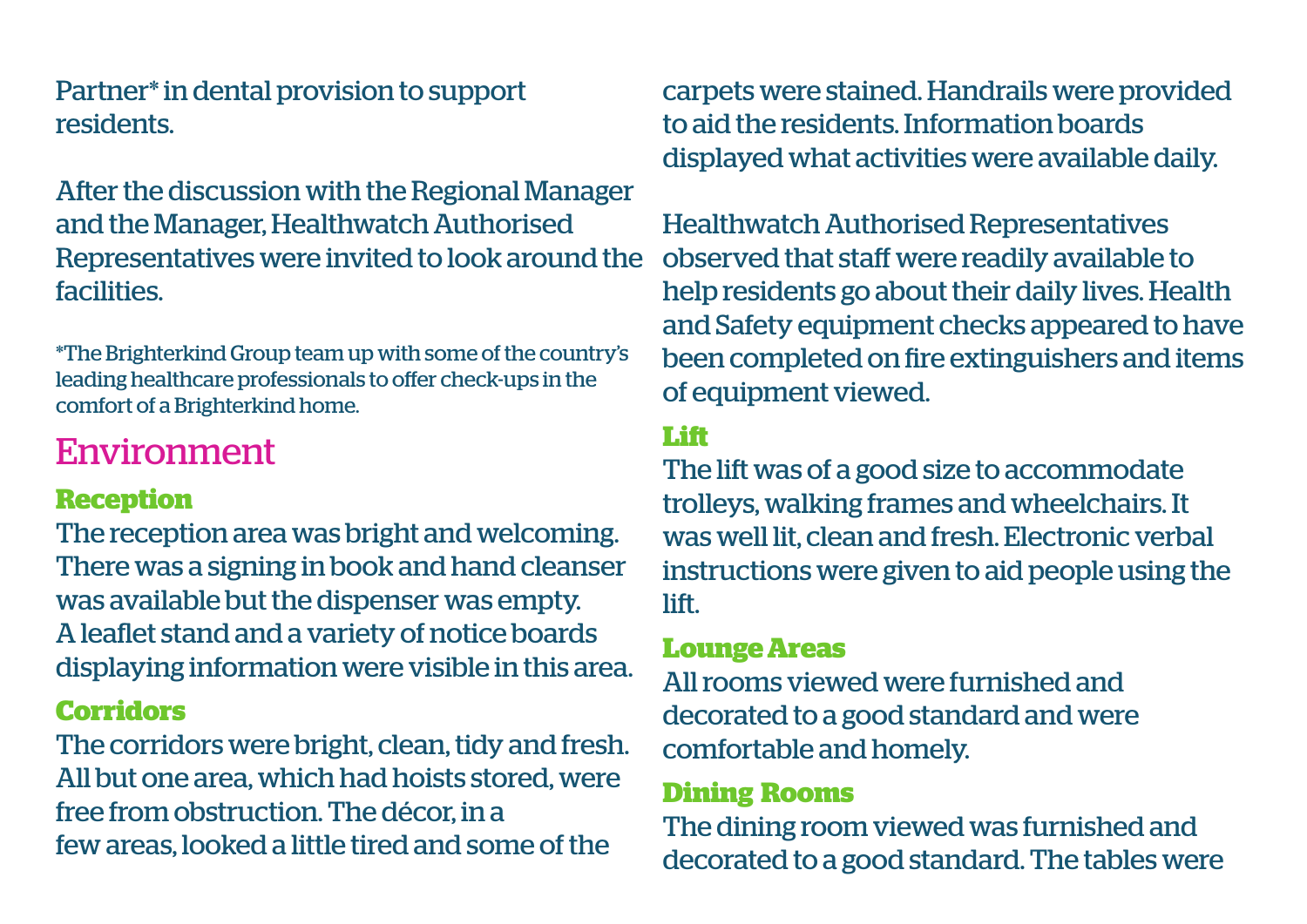Partner* in dental provision to support residents.

After the discussion with the Regional Manager and the Manager, Healthwatch Authorised Representatives were invited to look around the facilities.

*The Brighterkind Group team up with some of the country's leading healthcare professionals to offer check-ups in the comfort of a Brighterkind home.

## Environment

### Reception

The reception area was bright and welcoming. There was a signing in book and hand cleanser was available but the dispenser was empty. A leaflet stand and a variety of notice boards displaying information were visible in this area.

### Corridors

The corridors were bright, clean, tidy and fresh. All but one area, which had hoists stored, were free from obstruction. The décor, in a few areas, looked a little tired and some of the carpets were stained. Handrails were provided to aid the residents. Information boards displayed what activities were available daily.

Healthwatch Authorised Representatives observed that staff were readily available to help residents go about their daily lives. Health and Safety equipment checks appeared to have been completed on fire extinguishers and items of equipment viewed.

### Lift

The lift was of a good size to accommodate trolleys, walking frames and wheelchairs. It was well lit, clean and fresh. Electronic verbal instructions were given to aid people using the lift.

### Lounge Areas

All rooms viewed were furnished and decorated to a good standard and were comfortable and homely.

### Dining Rooms

The dining room viewed was furnished and decorated to a good standard. The tables were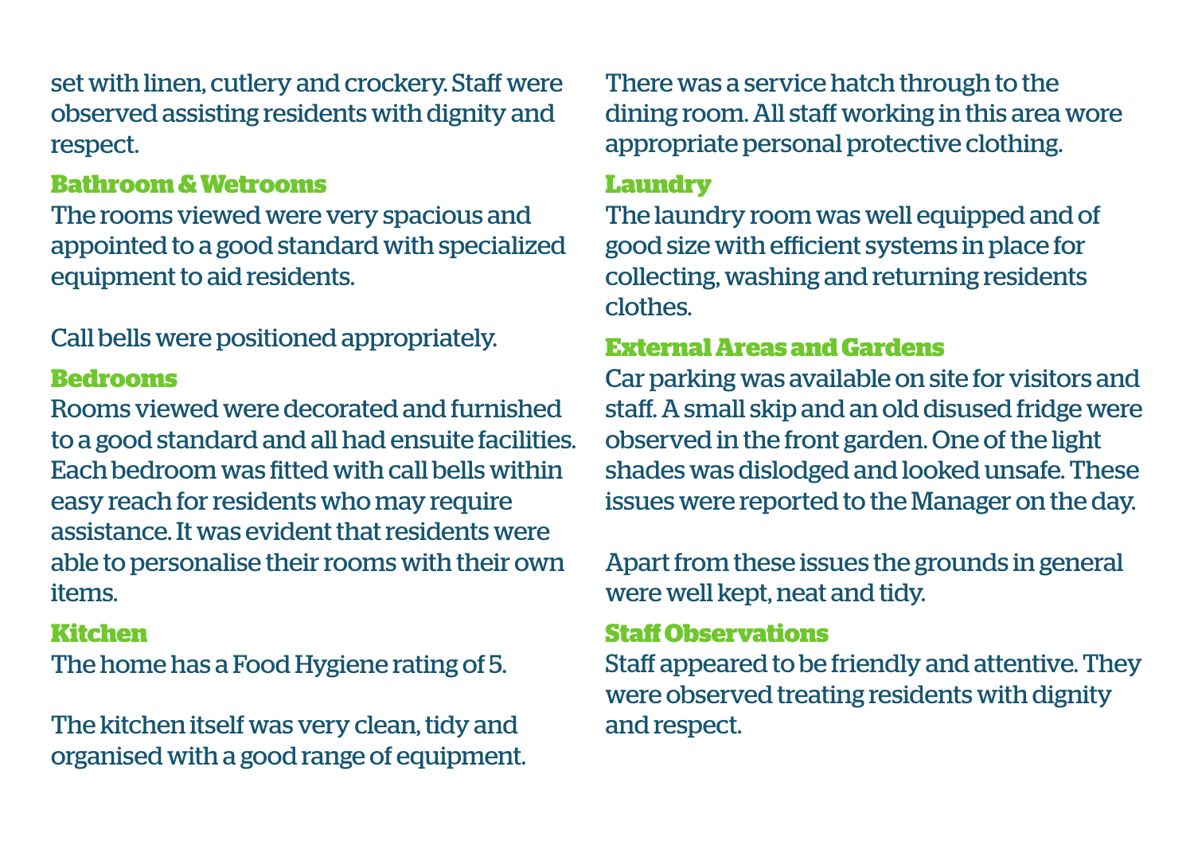set with linen, cutlery and crockery. Staff were observed assisting residents with dignity and respect.

### Bathroom & Wetrooms

The rooms viewed were very spacious and appointed to a good standard with specialized equipment to aid residents.

Call bells were positioned appropriately.

### Bedrooms

Rooms viewed were decorated and furnished to a good standard and all had ensuite facilities. Each bedroom was fitted with call bells within easy reach for residents who may require assistance. It was evident that residents were able to personalise their rooms with their own items.

### Kitchen

The home has a Food Hygiene rating of 5.

The kitchen itself was very clean, tidy and organised with a good range of equipment. There was a service hatch through to the dining room. All staff working in this area wore appropriate personal protective clothing.

### Laundry

The laundry room was well equipped and of good size with efficient systems in place for collecting, washing and returning residents clothes.

### External Areas and Gardens

Car parking was available on site for visitors and staff. A small skip and an old disused fridge were observed in the front garden. One of the light shades was dislodged and looked unsafe. These issues were reported to the Manager on the day.

Apart from these issues the grounds in general were well kept, neat and tidy.

### Staff Observations

Staff appeared to be friendly and attentive. They were observed treating residents with dignity and respect.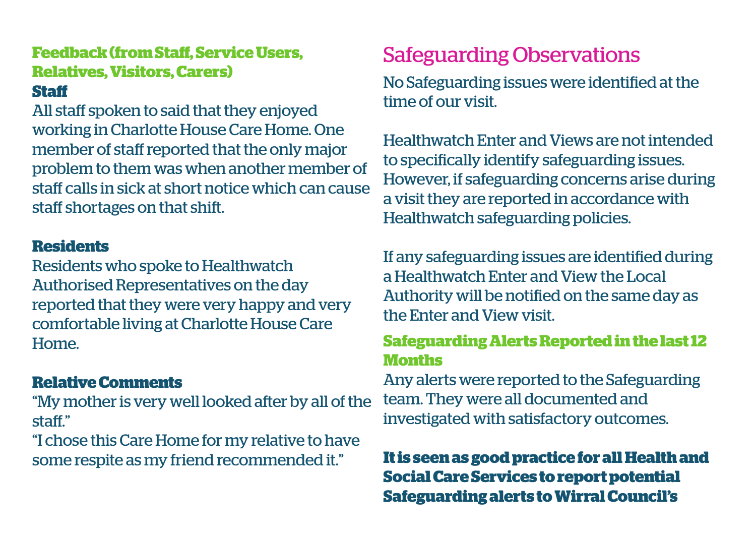**Feedback (from Staff, Service Users, Relatives, Visitors, Carers)**

**Staff**

All staff spoken to said that they enjoyed working in Charlotte House Care Home. One member of staff reported that the only major problem to them was when another member of staff calls in sick at short notice which can cause staff shortages on that shift.

**Residents**

Residents who spoke to Healthwatch Authorised Representatives on the day reported that they were very happy and very comfortable living at Charlotte House Care Home.

**Relative Comments**

"My mother is very well looked after by all of the staff."

"I chose this Care Home for my relative to have some respite as my friend recommended it."

## Safeguarding Observations

No Safeguarding issues were identified at the time of our visit.

Healthwatch Enter and Views are not intended to specifically identify safeguarding issues. However, if safeguarding concerns arise during a visit they are reported in accordance with Healthwatch safeguarding policies.

If any safeguarding issues are identified during a Healthwatch Enter and View the Local Authority will be notified on the same day as the Enter and View visit.

**Safeguarding Alerts Reported in the last 12 Months**

Any alerts were reported to the Safeguarding team. They were all documented and investigated with satisfactory outcomes.

**It is seen as good practice for all Health and Social Care Services to report potential Safeguarding alerts to Wirral Council's**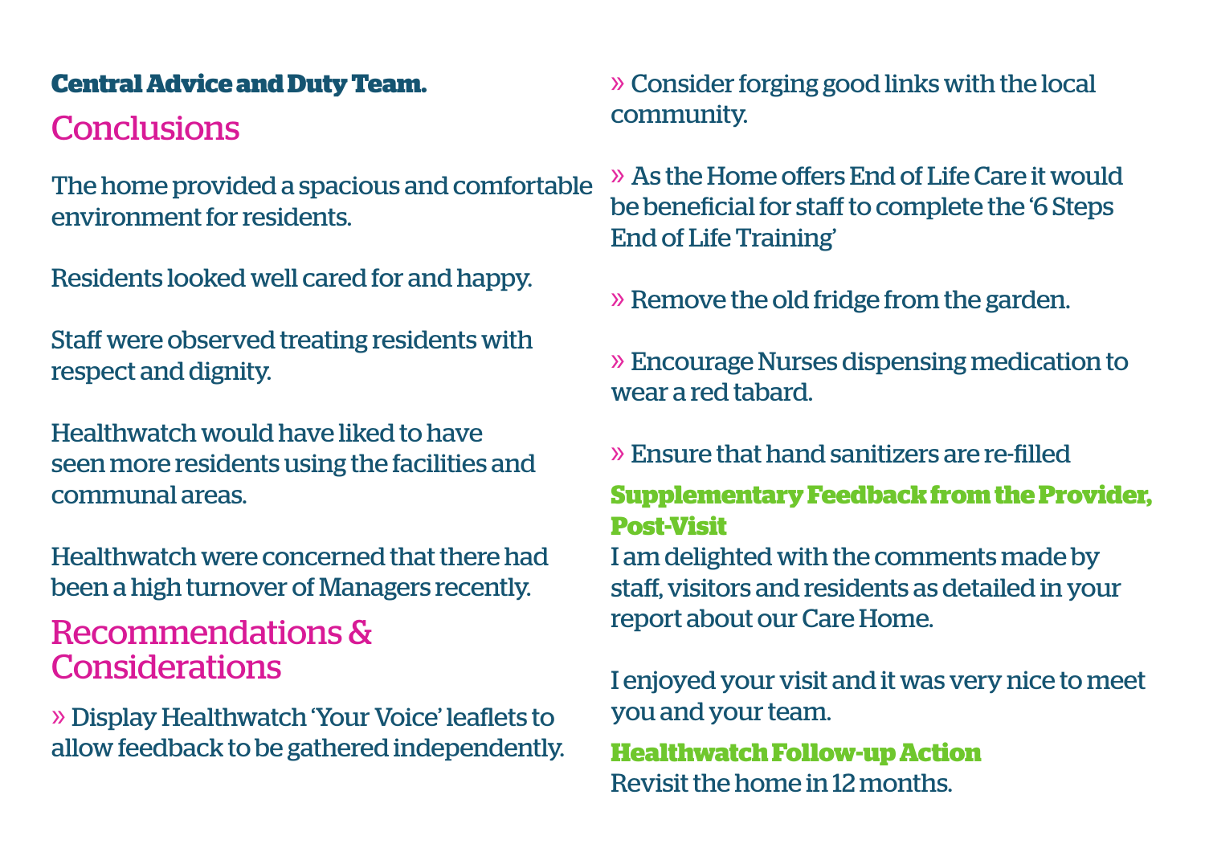**Central Advice and Duty Team.**

## Conclusions

The home provided a spacious and comfortable environment for residents.

Residents looked well cared for and happy.

Staff were observed treating residents with respect and dignity.

Healthwatch would have liked to have seen more residents using the facilities and communal areas.

Healthwatch were concerned that there had been a high turnover of Managers recently.

## Recommendations & Considerations

» Display Healthwatch 'Your Voice' leaflets to allow feedback to be gathered independently.

» Consider forging good links with the local community.

» As the Home offers End of Life Care it would be beneficial for staff to complete the '6 Steps End of Life Training'

» Remove the old fridge from the garden.

» Encourage Nurses dispensing medication to wear a red tabard.

» Ensure that hand sanitizers are re-filled

### Supplementary Feedback from the Provider, Post-Visit

I am delighted with the comments made by staff, visitors and residents as detailed in your report about our Care Home.

I enjoyed your visit and it was very nice to meet you and your team.

### Healthwatch Follow-up Action

Revisit the home in 12 months.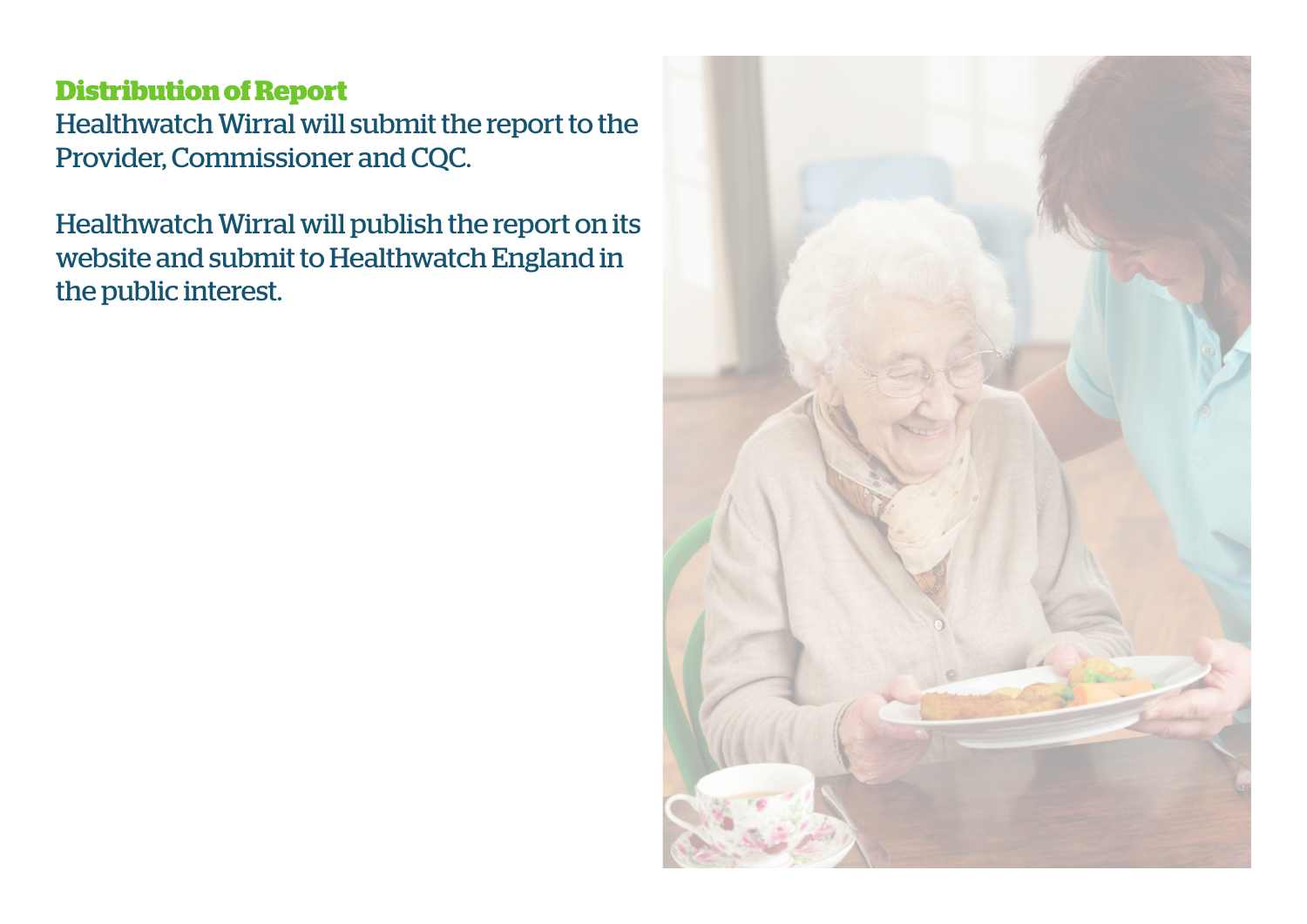## Distribution of Report

Healthwatch Wirral will submit the report to the Provider, Commissioner and CQC.

Healthwatch Wirral will publish the report on its website and submit to Healthwatch England in the public interest.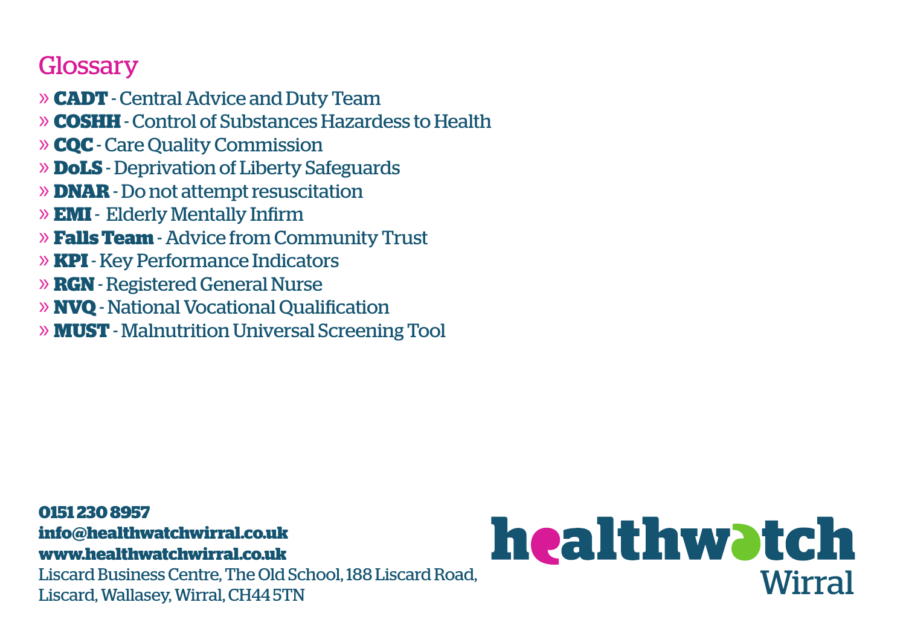# Glossary

- **CADT** - Central Advice and Duty Team
- **COSHH** - Control of Substances Hazardess to Health
- **CQC** - Care Quality Commission
- **DoLS** - Deprivation of Liberty Safeguards
- **DNAR** - Do not attempt resuscitation
- **EMI** - Elderly Mentally Infirm
- **Falls Team** - Advice from Community Trust
- **KPI** - Key Performance Indicators
- **RGN** - Registered General Nurse
- **NVQ** - National Vocational Qualification
- **MUST** - Malnutrition Universal Screening Tool

**0151 230 8957**
**info@healthwatchwirral.co.uk**
**www.healthwatchwirral.co.uk**
Liscard Business Centre, The Old School, 188 Liscard Road,
Liscard, Wallasey, Wirral, CH44 5TN

healthwatch Wirral